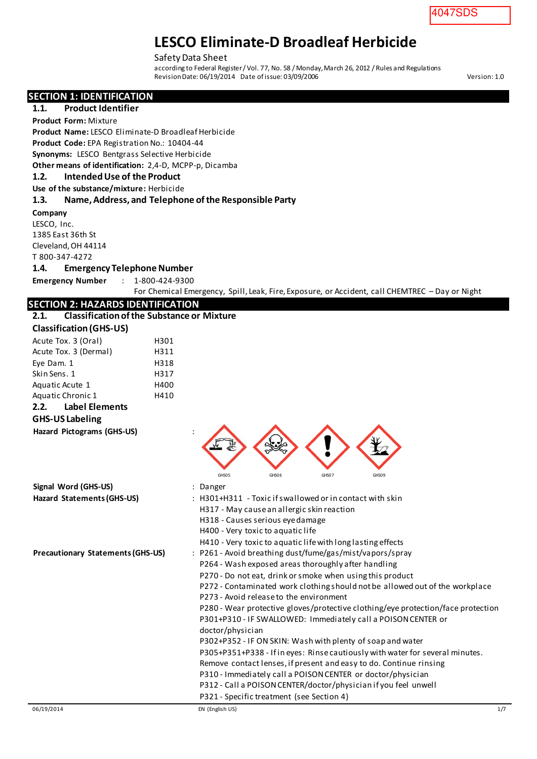4047SDS

# LESCO Eliminate-D Broadleaf Herbicide

Safety Data Sheet

according to Federal Register / Vol. 77, No. 58 / Monday, March 26, 2012 / Rules and Regulations

Revision Date: 06/19/2014 Date of issue: 03/09/2006 Version: 1.0

## SECTION 1: IDENTIFICATION

### 1.1. Product Identifier

**Product Form:** Mixture

**Product Name:** LESCO Eliminate-D Broadleaf Herbicide

**Product Code:** EPA Registration No.: 10404-44

**Synonyms:** LESCO Bentgrass Selective Herbicide

**Other means of identification:** 2,4-D, MCPP-p, Dicamba

### 1.2. Intended Use of the Product

**Use of the substance/mixture:** Herbicide

### 1.3. Name, Address, and Telephone of the Responsible Party

**Company**

LESCO, Inc.
1385 East 36th St
Cleveland, OH 44114
T 800-347-4272

### 1.4. Emergency Telephone Number

**Emergency Number** : 1-800-424-9300
For Chemical Emergency, Spill, Leak, Fire, Exposure, or Accident, call CHEMTREC – Day or Night

## SECTION 2: HAZARDS IDENTIFICATION

### 2.1. Classification of the Substance or Mixture

**Classification (GHS-US)**

| Classification | Hazard Statement |
|---|---|
| Acute Tox. 3 (Oral) | H301 |
| Acute Tox. 3 (Dermal) | H311 |
| Eye Dam. 1 | H318 |
| Skin Sens. 1 | H317 |
| Aquatic Acute 1 | H400 |
| Aquatic Chronic 1 | H410 |

### 2.2. Label Elements

**GHS-US Labeling**

**Hazard Pictograms (GHS-US)** : GHS05 GHS06 GHS07 GHS09

**Signal Word (GHS-US)** : Danger

**Hazard Statements (GHS-US)** :
- H301+H311 - Toxic if swallowed or in contact with skin
- H317 - May cause an allergic skin reaction
- H318 - Causes serious eye damage
- H400 - Very toxic to aquatic life
- H410 - Very toxic to aquatic life with long lasting effects

**Precautionary Statements (GHS-US)** :
- P261 - Avoid breathing dust/fume/gas/mist/vapors/spray
- P264 - Wash exposed areas thoroughly after handling
- P270 - Do not eat, drink or smoke when using this product
- P272 - Contaminated work clothing should not be allowed out of the workplace
- P273 - Avoid release to the environment
- P280 - Wear protective gloves/protective clothing/eye protection/face protection
- P301+P310 - IF SWALLOWED: Immediately call a POISON CENTER or doctor/physician
- P302+P352 - IF ON SKIN: Wash with plenty of soap and water
- P305+P351+P338 - If in eyes: Rinse cautiously with water for several minutes. Remove contact lenses, if present and easy to do. Continue rinsing
- P310 - Immediately call a POISON CENTER or doctor/physician
- P312 - Call a POISON CENTER/doctor/physician if you feel unwell
- P321 - Specific treatment (see Section 4)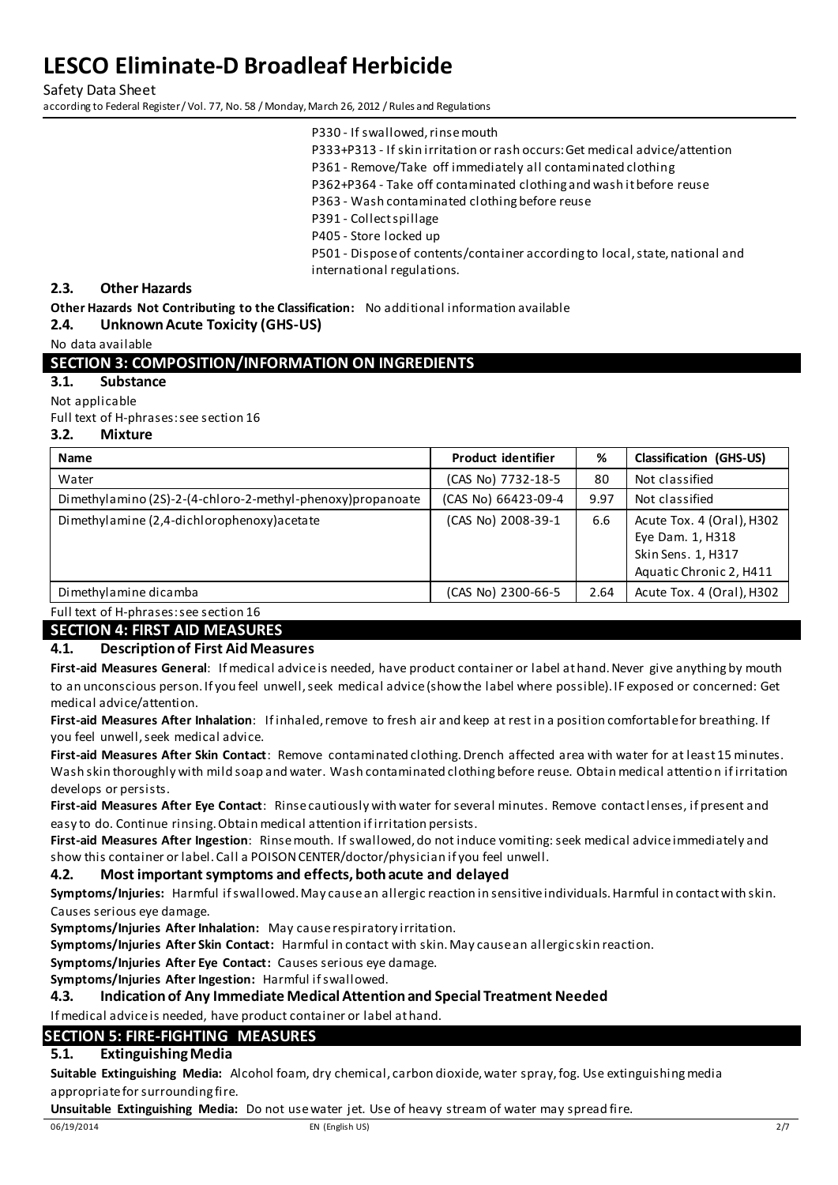P330 - If swallowed, rinse mouth
P333+P313 - If skin irritation or rash occurs: Get medical advice/attention
P361 - Remove/Take off immediately all contaminated clothing
P362+P364 - Take off contaminated clothing and wash it before reuse
P363 - Wash contaminated clothing before reuse
P391 - Collect spillage
P405 - Store locked up
P501 - Dispose of contents/container according to local, state, national and international regulations.

### 2.3. Other Hazards

**Other Hazards Not Contributing to the Classification:** No additional information available

### 2.4. Unknown Acute Toxicity (GHS-US)

No data available

## SECTION 3: COMPOSITION/INFORMATION ON INGREDIENTS

### 3.1. Substance

Not applicable

Full text of H-phrases: see section 16

### 3.2. Mixture

| Name | Product identifier | % | Classification (GHS-US) |
|---|---|---|---|
| Water | (CAS No) 7732-18-5 | 80 | Not classified |
| Dimethylamino (2S)-2-(4-chloro-2-methyl-phenoxy)propanoate | (CAS No) 66423-09-4 | 9.97 | Not classified |
| Dimethylamine (2,4-dichlorophenoxy)acetate | (CAS No) 2008-39-1 | 6.6 | Acute Tox. 4 (Oral), H302<br>Eye Dam. 1, H318<br>Skin Sens. 1, H317<br>Aquatic Chronic 2, H411 |
| Dimethylamine dicamba | (CAS No) 2300-66-5 | 2.64 | Acute Tox. 4 (Oral), H302 |

Full text of H-phrases: see section 16

## SECTION 4: FIRST AID MEASURES

### 4.1. Description of First Aid Measures

**First-aid Measures General**: If medical advice is needed, have product container or label at hand. Never give anything by mouth to an unconscious person. If you feel unwell, seek medical advice (show the label where possible). IF exposed or concerned: Get medical advice/attention.

**First-aid Measures After Inhalation**: If inhaled, remove to fresh air and keep at rest in a position comfortable for breathing. If you feel unwell, seek medical advice.

**First-aid Measures After Skin Contact**: Remove contaminated clothing. Drench affected area with water for at least 15 minutes. Wash skin thoroughly with mild soap and water. Wash contaminated clothing before reuse. Obtain medical attention if irritation develops or persists.

**First-aid Measures After Eye Contact**: Rinse cautiously with water for several minutes. Remove contact lenses, if present and easy to do. Continue rinsing. Obtain medical attention if irritation persists.

**First-aid Measures After Ingestion**: Rinse mouth. If swallowed, do not induce vomiting: seek medical advice immediately and show this container or label. Call a POISON CENTER/doctor/physician if you feel unwell.

### 4.2. Most important symptoms and effects, both acute and delayed

**Symptoms/Injuries:** Harmful if swallowed. May cause an allergic reaction in sensitive individuals. Harmful in contact with skin. Causes serious eye damage.

**Symptoms/Injuries After Inhalation:** May cause respiratory irritation.

**Symptoms/Injuries After Skin Contact:** Harmful in contact with skin. May cause an allergic skin reaction.

**Symptoms/Injuries After Eye Contact:** Causes serious eye damage.

**Symptoms/Injuries After Ingestion:** Harmful if swallowed.

### 4.3. Indication of Any Immediate Medical Attention and Special Treatment Needed

If medical advice is needed, have product container or label at hand.

## SECTION 5: FIRE-FIGHTING MEASURES

### 5.1. Extinguishing Media

**Suitable Extinguishing Media:** Alcohol foam, dry chemical, carbon dioxide, water spray, fog. Use extinguishing media appropriate for surrounding fire.

**Unsuitable Extinguishing Media:** Do not use water jet. Use of heavy stream of water may spread fire.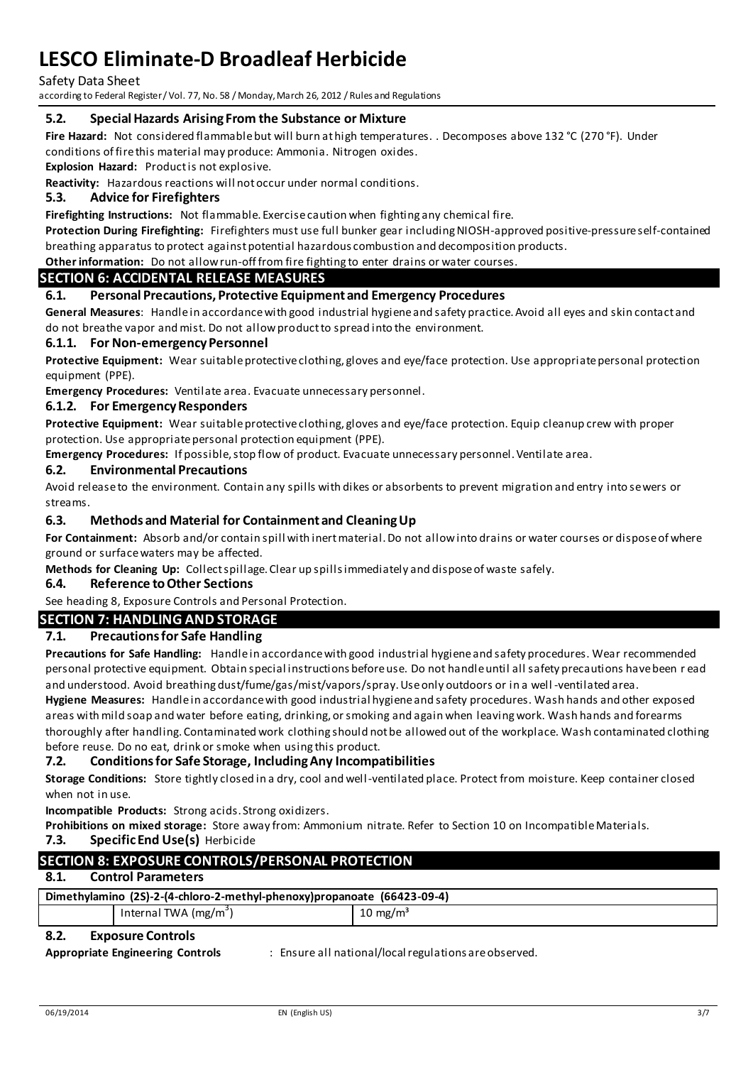### 5.2. Special Hazards Arising From the Substance or Mixture

**Fire Hazard:** Not considered flammable but will burn at high temperatures. . Decomposes above 132 °C (270 °F). Under conditions of fire this material may produce: Ammonia. Nitrogen oxides.

**Explosion Hazard:** Product is not explosive.

**Reactivity:** Hazardous reactions will not occur under normal conditions.

### 5.3. Advice for Firefighters

**Firefighting Instructions:** Not flammable. Exercise caution when fighting any chemical fire.

**Protection During Firefighting:** Firefighters must use full bunker gear including NIOSH-approved positive-pressure self-contained breathing apparatus to protect against potential hazardous combustion and decomposition products.

**Other information:** Do not allow run-off from fire fighting to enter drains or water courses.

## SECTION 6: ACCIDENTAL RELEASE MEASURES

### 6.1. Personal Precautions, Protective Equipment and Emergency Procedures

**General Measures**: Handle in accordance with good industrial hygiene and safety practice. Avoid all eyes and skin contact and do not breathe vapor and mist. Do not allow product to spread into the environment.

#### 6.1.1. For Non-emergency Personnel

**Protective Equipment:** Wear suitable protective clothing, gloves and eye/face protection. Use appropriate personal protection equipment (PPE).

**Emergency Procedures:** Ventilate area. Evacuate unnecessary personnel.

#### 6.1.2. For Emergency Responders

**Protective Equipment:** Wear suitable protective clothing, gloves and eye/face protection. Equip cleanup crew with proper protection. Use appropriate personal protection equipment (PPE).

**Emergency Procedures:** If possible, stop flow of product. Evacuate unnecessary personnel. Ventilate area.

### 6.2. Environmental Precautions

Avoid release to the environment. Contain any spills with dikes or absorbents to prevent migration and entry into sewers or streams.

### 6.3. Methods and Material for Containment and Cleaning Up

**For Containment:** Absorb and/or contain spill with inert material. Do not allow into drains or water courses or dispose of where ground or surface waters may be affected.

**Methods for Cleaning Up:** Collect spillage. Clear up spills immediately and dispose of waste safely.

### 6.4. Reference to Other Sections

See heading 8, Exposure Controls and Personal Protection.

## SECTION 7: HANDLING AND STORAGE

### 7.1. Precautions for Safe Handling

**Precautions for Safe Handling:** Handle in accordance with good industrial hygiene and safety procedures. Wear recommended personal protective equipment. Obtain special instructions before use. Do not handle until all safety precautions have been read and understood. Avoid breathing dust/fume/gas/mist/vapors/spray. Use only outdoors or in a well-ventilated area.

**Hygiene Measures:** Handle in accordance with good industrial hygiene and safety procedures. Wash hands and other exposed areas with mild soap and water before eating, drinking, or smoking and again when leaving work. Wash hands and forearms thoroughly after handling. Contaminated work clothing should not be allowed out of the workplace. Wash contaminated clothing before reuse. Do no eat, drink or smoke when using this product.

### 7.2. Conditions for Safe Storage, Including Any Incompatibilities

**Storage Conditions:** Store tightly closed in a dry, cool and well-ventilated place. Protect from moisture. Keep container closed when not in use.

**Incompatible Products:** Strong acids. Strong oxidizers.

**Prohibitions on mixed storage:** Store away from: Ammonium nitrate. Refer to Section 10 on Incompatible Materials.

### 7.3. Specific End Use(s) Herbicide

## SECTION 8: EXPOSURE CONTROLS/PERSONAL PROTECTION

### 8.1. Control Parameters

| Dimethylamino (2S)-2-(4-chloro-2-methyl-phenoxy)propanoate (66423-09-4) | | |
|---|---|---|
| | Internal TWA ($mg/m^3$) | 10 $mg/m^3$ |

### 8.2. Exposure Controls

**Appropriate Engineering Controls** : Ensure all national/local regulations are observed.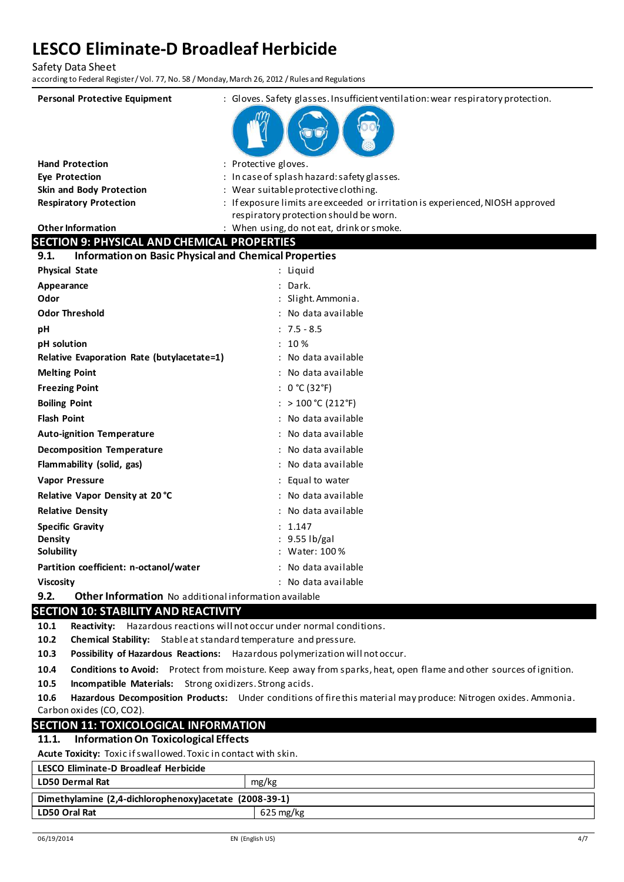| | |
|---|---|
| **Personal Protective Equipment** | : Gloves. Safety glasses. Insufficient ventilation: wear respiratory protection. |
| **Hand Protection** | : Protective gloves. |
| **Eye Protection** | : In case of splash hazard: safety glasses. |
| **Skin and Body Protection** | : Wear suitable protective clothing. |
| **Respiratory Protection** | : If exposure limits are exceeded or irritation is experienced, NIOSH approved respiratory protection should be worn. |
| **Other Information** | : When using, do not eat, drink or smoke. |

## SECTION 9: PHYSICAL AND CHEMICAL PROPERTIES

### 9.1. Information on Basic Physical and Chemical Properties

| | |
|---|---|
| **Physical State** | : Liquid |
| **Appearance** | : Dark. |
| **Odor** | : Slight. Ammonia. |
| **Odor Threshold** | : No data available |
| **pH** | : 7.5 - 8.5 |
| **pH solution** | : 10 % |
| **Relative Evaporation Rate (butylacetate=1)** | : No data available |
| **Melting Point** | : No data available |
| **Freezing Point** | : 0 °C (32°F) |
| **Boiling Point** | : > 100 °C (212°F) |
| **Flash Point** | : No data available |
| **Auto-ignition Temperature** | : No data available |
| **Decomposition Temperature** | : No data available |
| **Flammability (solid, gas)** | : No data available |
| **Vapor Pressure** | : Equal to water |
| **Relative Vapor Density at 20 °C** | : No data available |
| **Relative Density** | : No data available |
| **Specific Gravity** | : 1.147 |
| **Density** | : 9.55 lb/gal |
| **Solubility** | : Water: 100 % |
| **Partition coefficient: n-octanol/water** | : No data available |
| **Viscosity** | : No data available |

### 9.2. Other Information

No additional information available

## SECTION 10: STABILITY AND REACTIVITY

**10.1 Reactivity:** Hazardous reactions will not occur under normal conditions.

**10.2 Chemical Stability:** Stable at standard temperature and pressure.

**10.3 Possibility of Hazardous Reactions:** Hazardous polymerization will not occur.

**10.4 Conditions to Avoid:** Protect from moisture. Keep away from sparks, heat, open flame and other sources of ignition.

**10.5 Incompatible Materials:** Strong oxidizers. Strong acids.

**10.6 Hazardous Decomposition Products:** Under conditions of fire this material may produce: Nitrogen oxides. Ammonia. Carbon oxides (CO, $CO_2$).

## SECTION 11: TOXICOLOGICAL INFORMATION

### 11.1. Information On Toxicological Effects

**Acute Toxicity:** Toxic if swallowed. Toxic in contact with skin.

| **LESCO Eliminate-D Broadleaf Herbicide** | |
|---|---|
| **LD50 Dermal Rat** | mg/kg |

| **Dimethylamine (2,4-dichlorophenoxy)acetate (2008-39-1)** | |
|---|---|
| **LD50 Oral Rat** | 625 mg/kg |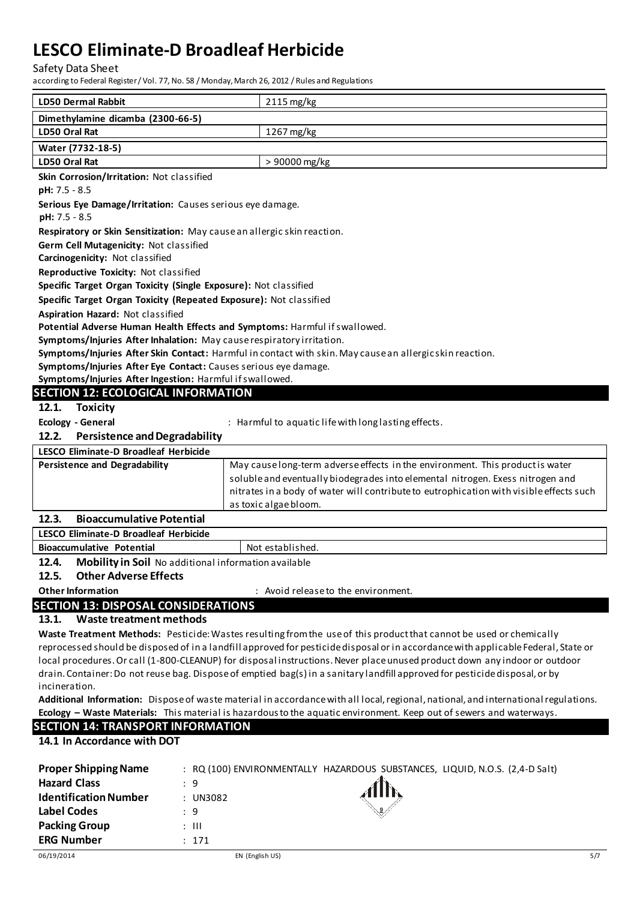| LD50 Dermal Rabbit | 2115 mg/kg |
|---|---|
| **Dimethylamine dicamba (2300-66-5)** | |
| LD50 Oral Rat | 1267 mg/kg |
| **Water (7732-18-5)** | |
| LD50 Oral Rat | > 90000 mg/kg |

**Skin Corrosion/Irritation:** Not classified

**pH:** 7.5 - 8.5

**Serious Eye Damage/Irritation:** Causes serious eye damage.

**pH:** 7.5 - 8.5

**Respiratory or Skin Sensitization:** May cause an allergic skin reaction.

**Germ Cell Mutagenicity:** Not classified

**Carcinogenicity:** Not classified

**Reproductive Toxicity:** Not classified

**Specific Target Organ Toxicity (Single Exposure):** Not classified

**Specific Target Organ Toxicity (Repeated Exposure):** Not classified

**Aspiration Hazard:** Not classified

**Potential Adverse Human Health Effects and Symptoms:** Harmful if swallowed.

**Symptoms/Injuries After Inhalation:** May cause respiratory irritation.

**Symptoms/Injuries After Skin Contact:** Harmful in contact with skin. May cause an allergic skin reaction.

**Symptoms/Injuries After Eye Contact:** Causes serious eye damage.

**Symptoms/Injuries After Ingestion:** Harmful if swallowed.

## SECTION 12: ECOLOGICAL INFORMATION

### 12.1. Toxicity

**Ecology - General** : Harmful to aquatic life with long lasting effects.

### 12.2. Persistence and Degradability

| LESCO Eliminate-D Broadleaf Herbicide | |
|---|---|
| **Persistence and Degradability** | May cause long-term adverse effects in the environment. This product is water soluble and eventually biodegrades into elemental nitrogen. Exess nitrogen and nitrates in a body of water will contribute to eutrophication with visible effects such as toxic algae bloom. |

### 12.3. Bioaccumulative Potential

| LESCO Eliminate-D Broadleaf Herbicide | |
|---|---|
| **Bioaccumulative Potential** | Not established. |

### 12.4. Mobility in Soil No additional information available

### 12.5. Other Adverse Effects

**Other Information** : Avoid release to the environment.

## SECTION 13: DISPOSAL CONSIDERATIONS

### 13.1. Waste treatment methods

**Waste Treatment Methods:** Pesticide: Wastes resulting from the use of this product that cannot be used or chemically reprocessed should be disposed of in a landfill approved for pesticide disposal or in accordance with applicable Federal, State or local procedures. Or call (1-800-CLEANUP) for disposal instructions. Never place unused product down any indoor or outdoor drain. Container: Do not reuse bag. Dispose of emptied bag(s) in a sanitary landfill approved for pesticide disposal, or by incineration.

**Additional Information:** Dispose of waste material in accordance with all local, regional, national, and international regulations.

**Ecology – Waste Materials:** This material is hazardous to the aquatic environment. Keep out of sewers and waterways.

## SECTION 14: TRANSPORT INFORMATION

### 14.1 In Accordance with DOT

**Proper Shipping Name** : RQ (100) ENVIRONMENTALLY HAZARDOUS SUBSTANCES, LIQUID, N.O.S. (2,4-D Salt)

**Hazard Class** : 9

**Identification Number** : UN3082

**Label Codes** : 9

**Packing Group** : III

**ERG Number** : 171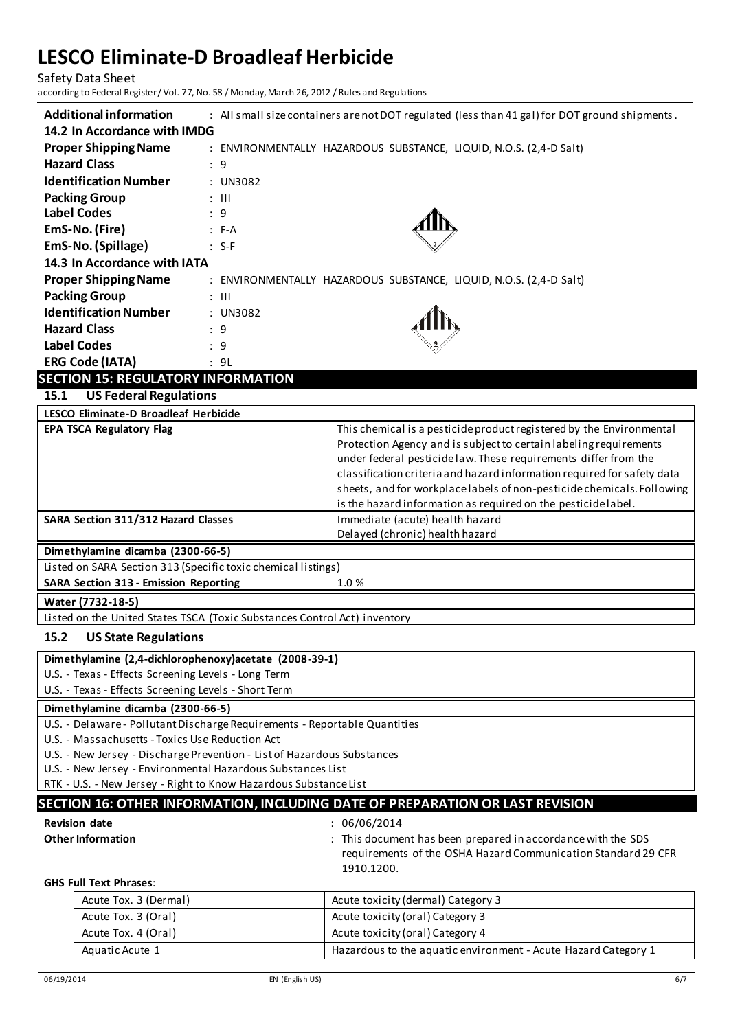| | |
|---|---|
| **Additional information** | : All small size containers are not DOT regulated (less than 41 gal) for DOT ground shipments. |

**14.2 In Accordance with IMDG**

| | |
|---|---|
| **Proper Shipping Name** | : ENVIRONMENTALLY HAZARDOUS SUBSTANCE, LIQUID, N.O.S. (2,4-D Salt) |
| **Hazard Class** | : 9 |
| **Identification Number** | : UN3082 |
| **Packing Group** | : III |
| **Label Codes** | : 9 |
| **EmS-No. (Fire)** | : F-A |
| **EmS-No. (Spillage)** | : S-F |

**14.3 In Accordance with IATA**

| | |
|---|---|
| **Proper Shipping Name** | : ENVIRONMENTALLY HAZARDOUS SUBSTANCE, LIQUID, N.O.S. (2,4-D Salt) |
| **Packing Group** | : III |
| **Identification Number** | : UN3082 |
| **Hazard Class** | : 9 |
| **Label Codes** | : 9 |
| **ERG Code (IATA)** | : 9L |

## SECTION 15: REGULATORY INFORMATION

### 15.1 US Federal Regulations

| **LESCO Eliminate-D Broadleaf Herbicide** | |
|---|---|
| **EPA TSCA Regulatory Flag** | This chemical is a pesticide product registered by the Environmental Protection Agency and is subject to certain labeling requirements under federal pesticide law. These requirements differ from the classification criteria and hazard information required for safety data sheets, and for workplace labels of non-pesticide chemicals. Following is the hazard information as required on the pesticide label. |
| **SARA Section 311/312 Hazard Classes** | Immediate (acute) health hazard<br>Delayed (chronic) health hazard |
| **Dimethylamine dicamba (2300-66-5)** | |
| Listed on SARA Section 313 (Specific toxic chemical listings) | |
| **SARA Section 313 - Emission Reporting** | 1.0 % |
| **Water (7732-18-5)** | |
| Listed on the United States TSCA (Toxic Substances Control Act) inventory | |

### 15.2 US State Regulations

| **Dimethylamine (2,4-dichlorophenoxy)acetate (2008-39-1)** |
|---|
| U.S. - Texas - Effects Screening Levels - Long Term |
| U.S. - Texas - Effects Screening Levels - Short Term |
| **Dimethylamine dicamba (2300-66-5)** |
| U.S. - Delaware - Pollutant Discharge Requirements - Reportable Quantities |
| U.S. - Massachusetts - Toxics Use Reduction Act |
| U.S. - New Jersey - Discharge Prevention - List of Hazardous Substances |
| U.S. - New Jersey - Environmental Hazardous Substances List |
| RTK - U.S. - New Jersey - Right to Know Hazardous Substance List |

## SECTION 16: OTHER INFORMATION, INCLUDING DATE OF PREPARATION OR LAST REVISION

| | |
|---|---|
| **Revision date** | : 06/06/2014 |
| **Other Information** | : This document has been prepared in accordance with the SDS requirements of the OSHA Hazard Communication Standard 29 CFR 1910.1200. |

**GHS Full Text Phrases**:

| | |
|---|---|
| Acute Tox. 3 (Dermal) | Acute toxicity (dermal) Category 3 |
| Acute Tox. 3 (Oral) | Acute toxicity (oral) Category 3 |
| Acute Tox. 4 (Oral) | Acute toxicity (oral) Category 4 |
| Aquatic Acute 1 | Hazardous to the aquatic environment - Acute Hazard Category 1 |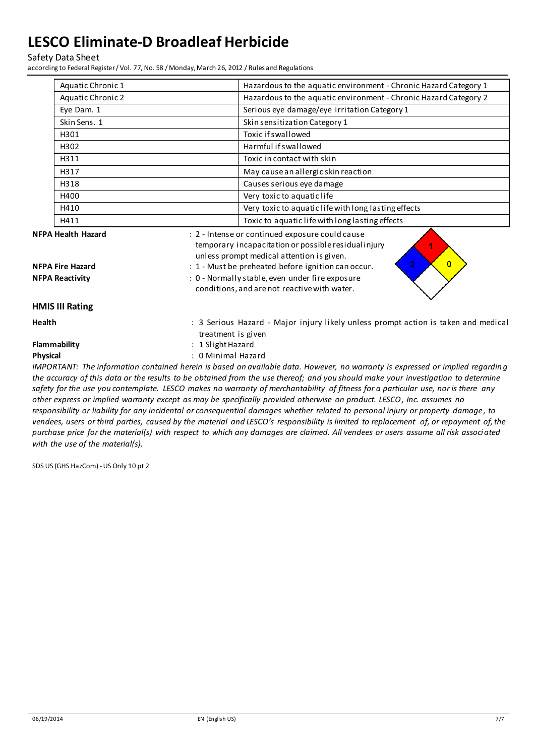| | |
|---|---|
| Aquatic Chronic 1 | Hazardous to the aquatic environment - Chronic Hazard Category 1 |
| Aquatic Chronic 2 | Hazardous to the aquatic environment - Chronic Hazard Category 2 |
| Eye Dam. 1 | Serious eye damage/eye irritation Category 1 |
| Skin Sens. 1 | Skin sensitization Category 1 |
| H301 | Toxic if swallowed |
| H302 | Harmful if swallowed |
| H311 | Toxic in contact with skin |
| H317 | May cause an allergic skin reaction |
| H318 | Causes serious eye damage |
| H400 | Very toxic to aquatic life |
| H410 | Very toxic to aquatic life with long lasting effects |
| H411 | Toxic to aquatic life with long lasting effects |

**NFPA Health Hazard** : 2 - Intense or continued exposure could cause temporary incapacitation or possible residual injury unless prompt medical attention is given.

**NFPA Fire Hazard** : 1 - Must be preheated before ignition can occur.

**NFPA Reactivity** : 0 - Normally stable, even under fire exposure conditions, and are not reactive with water.

### HMIS III Rating

**Health** : 3 Serious Hazard - Major injury likely unless prompt action is taken and medical treatment is given

**Flammability** : 1 Slight Hazard

**Physical** : 0 Minimal Hazard

*IMPORTANT: The information contained herein is based on available data. However, no warranty is expressed or implied regarding the accuracy of this data or the results to be obtained from the use thereof; and you should make your investigation to determine safety for the use you contemplate. LESCO makes no warranty of merchantability of fitness for a particular use, nor is there any other express or implied warranty except as may be specifically provided otherwise on product. LESCO, Inc. assumes no responsibility or liability for any incidental or consequential damages whether related to personal injury or property damage, to vendees, users or third parties, caused by the material and LESCO's responsibility is limited to replacement of, or repayment of, the purchase price for the material(s) with respect to which any damages are claimed. All vendees or users assume all risk associated with the use of the material(s).*

SDS US (GHS HazCom) - US Only 10 pt 2